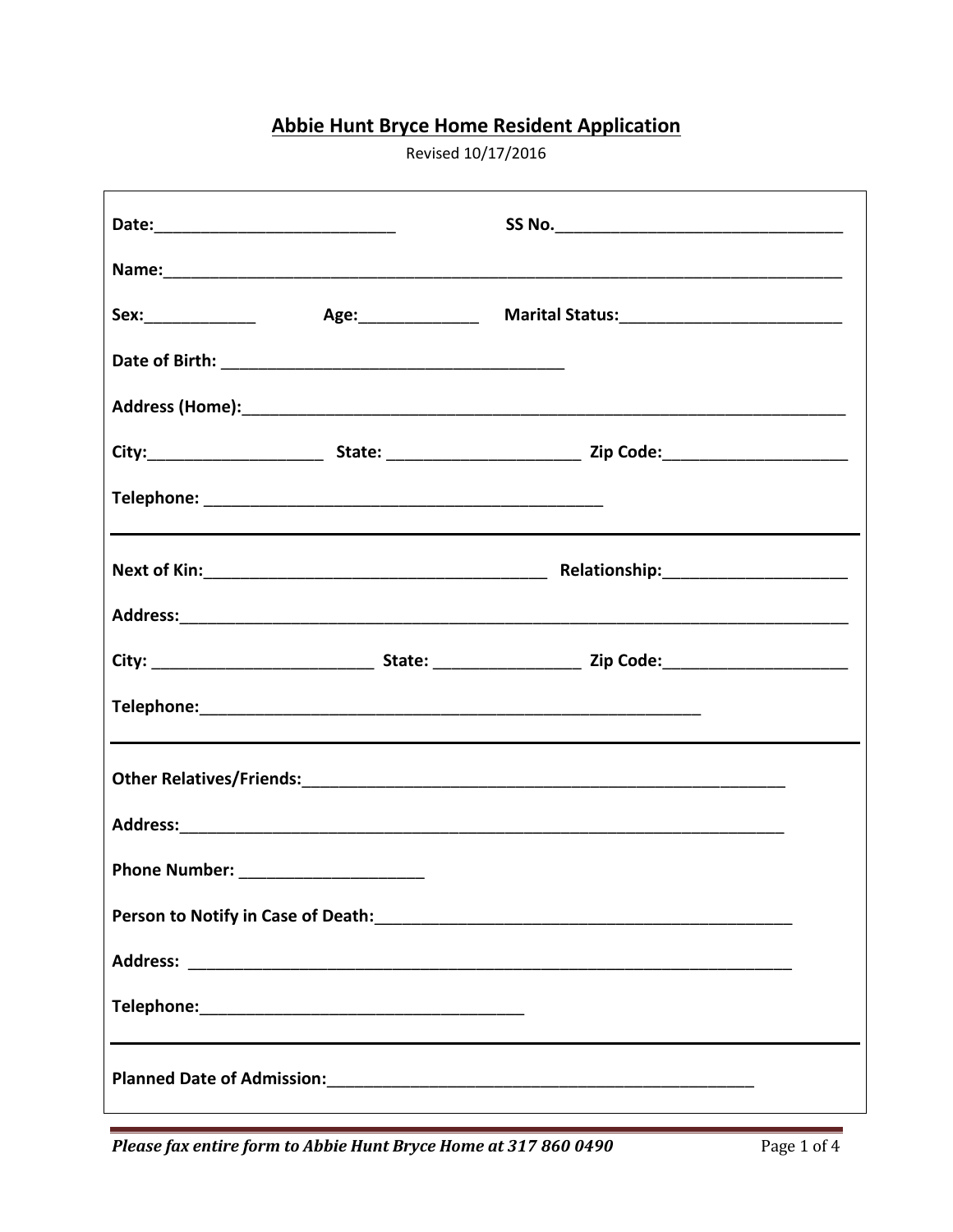# Abbie Hunt Bryce Home Resident Application

Revised 10/17/2016

**Date:**___________________________ **SS No.**________________________________

**Name:**____________________________________________________________________________

**Sex:**____________ **Age:**_____________ **Marital Status:**________________________

**Date of Birth:** _____________________________________

**Address (Home):**___________________________________________________________________

**City:**___________________ **State:** _____________________ **Zip Code:**____________________

**Telephone:** ____________________________________________

---

**Next of Kin:**______________________________________ **Relationship:**____________________

**Address:**__________________________________________________________________________

**City:** ________________________ **State:** ________________ **Zip Code:**____________________

**Telephone:**_______________________________________________________

---

**Other Relatives/Friends:**_____________________________________________________

**Address:**__________________________________________________________________

**Phone Number:** ____________________

**Person to Notify in Case of Death:**_____________________________________________

**Address:** __________________________________________________________________

**Telephone:**___________________________________

---

**Planned Date of Admission:**_______________________________________________

***Please fax entire form to Abbie Hunt Bryce Home at 317 860 0490***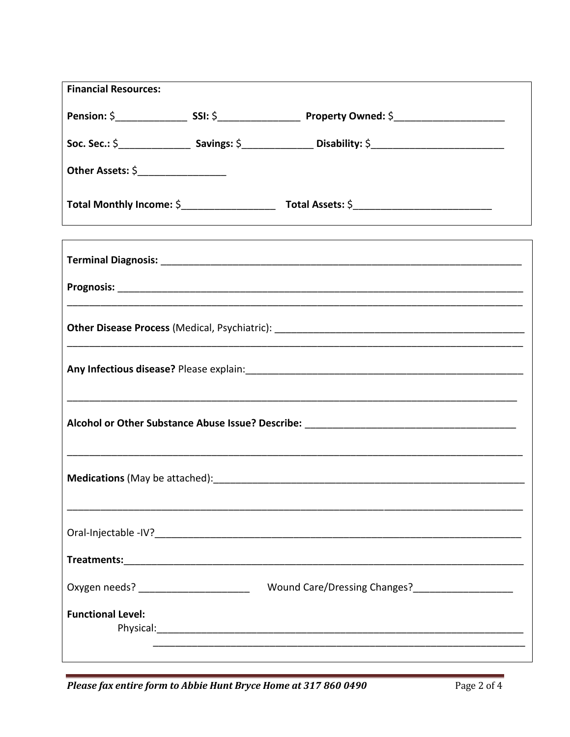**Financial Resources:**

**Pension:** $_____________ **SSI:** $_______________ **Property Owned:** $____________________

**Soc. Sec.:** $_____________ **Savings:** $_____________ **Disability:** $________________________

**Other Assets:** $________________

**Total Monthly Income:** $_________________ **Total Assets:** $_________________________

**Terminal Diagnosis:** ___________________________________________________________________

**Prognosis:** _________________________________________________________________________
_____________________________________________________________________________________

**Other Disease Process** (Medical, Psychiatric): _____________________________________________
_____________________________________________________________________________________

**Any Infectious disease?** Please explain:___________________________________________________

_____________________________________________________________________________________

**Alcohol or Other Substance Abuse Issue? Describe:** _______________________________________

_____________________________________________________________________________________

**Medications** (May be attached):_________________________________________________________

_____________________________________________________________________________________

Oral-Injectable -IV?_____________________________________________________________________

**Treatments:**_________________________________________________________________________

Oxygen needs? ____________________ Wound Care/Dressing Changes?__________________

**Functional Level:**

Physical:_____________________________________________________________________
_____________________________________________________________________

*Please fax entire form to Abbie Hunt Bryce Home at 317 860 0490*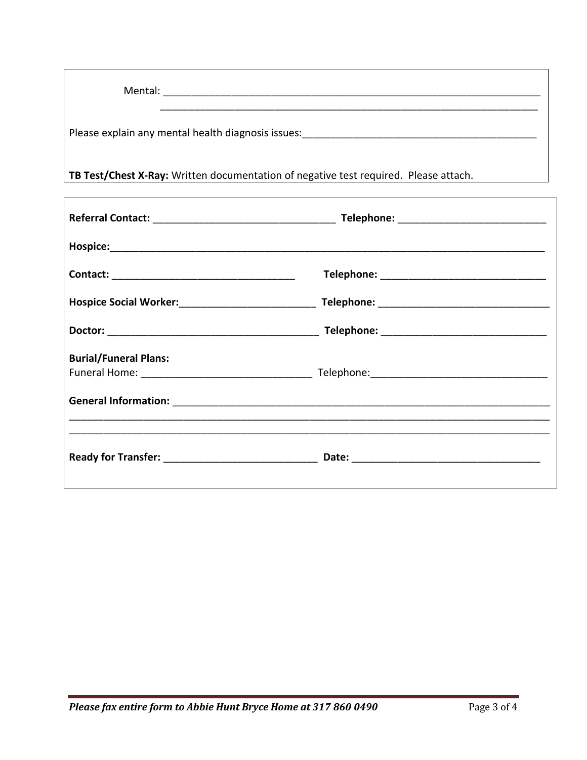Mental: ______________________________________________________________________
______________________________________________________________________

Please explain any mental health diagnosis issues:__________________________________________

**TB Test/Chest X-Ray:** Written documentation of negative test required. Please attach.

**Referral Contact:** ________________________________ **Telephone:** __________________________

**Hospice:**_________________________________________________________________________________

**Contact:** _________________________________ **Telephone:** _____________________________

**Hospice Social Worker:**________________________ **Telephone:** ______________________________

**Doctor:** _____________________________________ **Telephone:** _____________________________

**Burial/Funeral Plans:**
Funeral Home: ______________________________ Telephone:_______________________________

**General Information:** ____________________________________________________________________
_____________________________________________________________________________________
_____________________________________________________________________________________

**Ready for Transfer:** ___________________________ **Date:** _________________________________

*Please fax entire form to Abbie Hunt Bryce Home at 317 860 0490*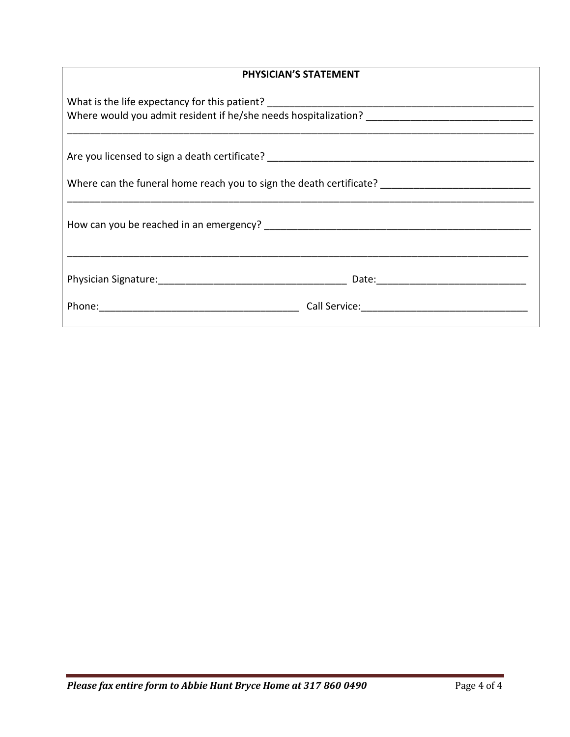## PHYSICIAN'S STATEMENT

What is the life expectancy for this patient? ___________________________________________

Where would you admit resident if he/she needs hospitalization? ___________________________

_______________________________________________________________________________

Are you licensed to sign a death certificate? ___________________________________________

Where can the funeral home reach you to sign the death certificate? _______________________

_______________________________________________________________________________

How can you be reached in an emergency? ____________________________________________

_______________________________________________________________________________

Physician Signature:______________________________ Date:__________________________

Phone:__________________________________ Call Service:___________________________

***Please fax entire form to Abbie Hunt Bryce Home at 317 860 0490***